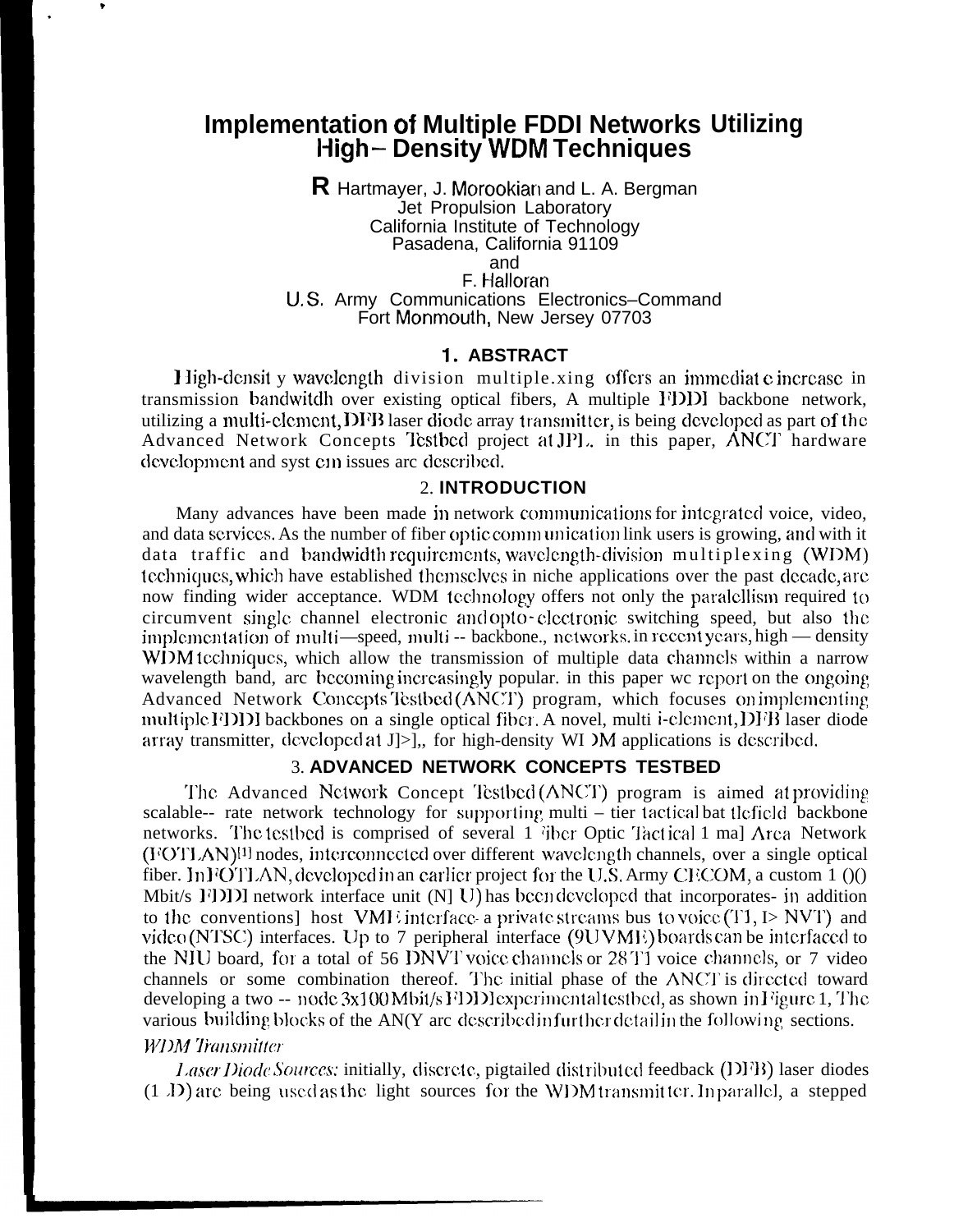# Implementation of Multiple FDDI Networks Utilizing High– Density WDM Techniques

R Hartmayer, J. Morookian and L. A. Bergman
Jet Propulsion Laboratory
California Institute of Technology
Pasadena, California 91109
and
F. Halloran
U.S. Army Communications Electronics–Command
Fort Monmouth, New Jersey 07703

## 1. ABSTRACT

High-density wavelength division multiple.xing offers an immediate increase in transmission bandwitdh over existing optical fibers, A multiple FDDI backbone network, utilizing a multi-element, DFB laser diode array transmitter, is being developed as part of the Advanced Network Concepts Testbed project at JPL. in this paper, ANCT hardware development and system issues are described.

## 2. INTRODUCTION

Many advances have been made in network communications for integrated voice, video, and data services. As the number of fiber optic communication link users is growing, and with it data traffic and bandwidth requirements, wavelength-division multiplexing (WDM) techniques, which have established themselves in niche applications over the past decade, are now finding wider acceptance. WDM technology offers not only the parallellism required to circumvent single channel electronic and opto-electronic switching speed, but also the implementation of multi—speed, multi -- backbone., networks. in recent years, high — density WDM techniques, which allow the transmission of multiple data channels within a narrow wavelength band, are becoming increasingly popular. in this paper we report on the ongoing Advanced Network Concepts Testbed (ANCT) program, which focuses on implementing multiple FDDI backbones on a single optical fiber. A novel, multi i-element, DFB laser diode array transmitter, developed at JPL, for high-density WDM applications is described.

## 3. ADVANCED NETWORK CONCEPTS TESTBED

The Advanced Network Concept Testbed (ANCT) program is aimed at providing scalable-- rate network technology for supporting multi – tier tactical battlefield backbone networks. The testbed is comprised of several Fiber Optic Tactical Area Network (FOTLAN)[1] nodes, interconnected over different wavelength channels, over a single optical fiber. In FOTLAN, developed in an earlier project for the U.S. Army CECOM, a custom 100 Mbit/s FDDI network interface unit (NIU) has been developed that incorporates- in addition to the conventional host VME interface- a private streams bus to voice (T1, DNVT) and video (NTSC) interfaces. Up to 7 peripheral interface (9U VME) boards can be interfaced to the NIU board, for a total of 56 DNVT voice channels or 28 T1 voice channels, or 7 video channels or some combination thereof. The initial phase of the ANCT is directed toward developing a two -- node 3x100 Mbit/s FDDI experimental testbed, as shown in Figure 1, The various building blocks of the ANCT are described in further detail in the following sections.

### *WDM Transmitter*

*Laser Diode Sources:* initially, discrete, pigtailed distributed feedback (DFB) laser diodes (LD) are being used as the light sources for the WDM transmitter. In parallel, a stepped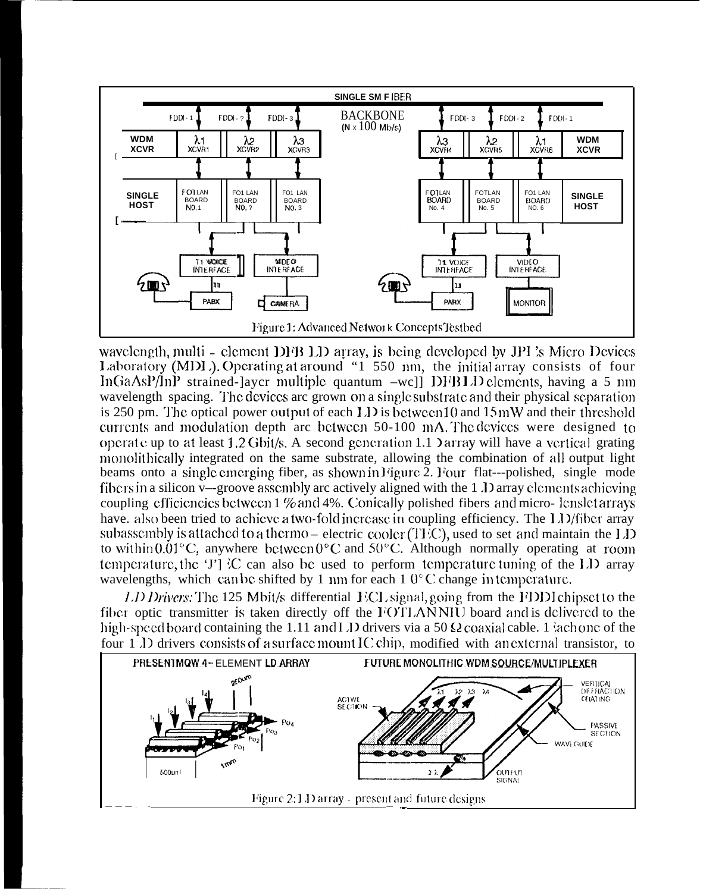Figure 1: Advanced Network Concepts Testbed

wavelength, multi - element DFB LD array, is being developed by JPL's Micro Devices Laboratory (MDL). Operating at around "1 550 nm, the initial array consists of four InGaAsP/InP strained-layer multiple quantum -well DFB LD elements, having a 5 nm wavelength spacing. The devices are grown on a single substrate and their physical separation is 250 pm. The optical power output of each LD is between 10 and 15 mW and their threshold currents and modulation depth are between 50-100 mA. The devices were designed to operate up to at least 1.2 Gbit/s. A second generation LD array will have a vertical grating monolithically integrated on the same substrate, allowing the combination of all output light beams onto a single emerging fiber, as shown in Figure 2. Four flat---polished, single mode fibers in a silicon v--groove assembly are actively aligned with the LD array elements achieving coupling efficiencies between 1 % and 4%. Conically polished fibers and micro- lenslet arrays have also been tried to achieve a two-fold increase in coupling efficiency. The LD/fiber array subassembly is attached to a thermo – electric cooler (TEC), used to set and maintain the LD to within 0.01°C, anywhere between 0°C and 50°C. Although normally operating at room temperature, the TEC can also be used to perform temperature tuning of the LD array wavelengths, which can be shifted by 1 nm for each 10°C change in temperature.

*LD Drivers:* The 125 Mbit/s differential ECL signal, going from the FDDI chipset to the fiber optic transmitter is taken directly off the FOTLAN NIU board and is delivered to the high-speed board containing the LD and LD drivers via a 50 Ω coaxial cable. Each one of the four LD drivers consists of a surface mount IC chip, modified with an external transistor, to

Figure 2: LD array - present and future designs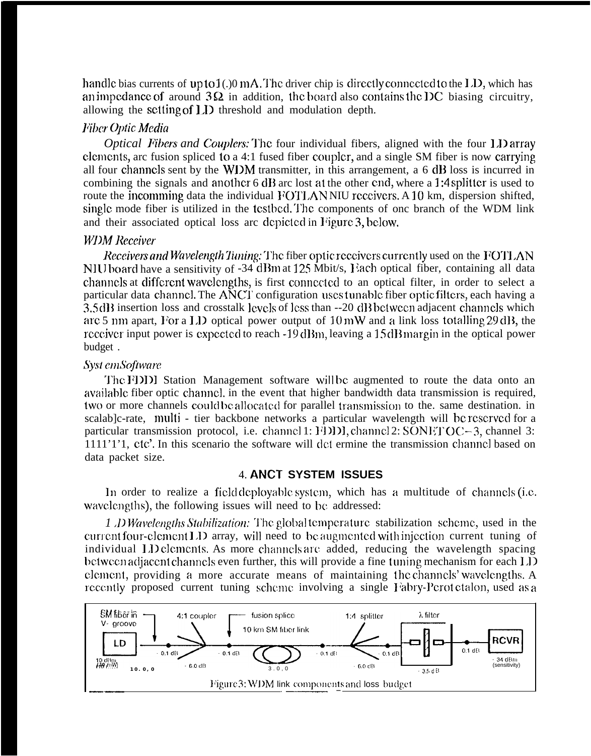handle bias currents of up to 100 mA. The driver chip is directly connected to the LD, which has an impedance of around 3Ω in addition, the board also contains the DC biasing circuitry, allowing the setting of LD threshold and modulation depth.

### *Fiber Optic Media*

*Optical Fibers and Couplers:* The four individual fibers, aligned with the four LD array elements, are fusion spliced to a 4:1 fused fiber coupler, and a single SM fiber is now carrying all four channels sent by the WDM transmitter, in this arrangement, a 6 dB loss is incurred in combining the signals and another 6 dB are lost at the other end, where a 1:4 splitter is used to route the incomming data the individual FOTLAN NIU receivers. A 10 km, dispersion shifted, single mode fiber is utilized in the testbed. The components of one branch of the WDM link and their associated optical loss are depicted in Figure 3, below.

### *WDM Receiver*

*Receivers and Wavelength Tuning:* The fiber optic receivers currently used on the FOTLAN NIU board have a sensitivity of -34 dBm at 125 Mbit/s, Each optical fiber, containing all data channels at different wavelengths, is first connected to an optical filter, in order to select a particular data channel. The ANCT configuration uses tunable fiber optic filters, each having a 3.5 dB insertion loss and crosstalk levels of less than --20 dB between adjacent channels which are 5 nm apart, For a LD optical power output of 10 mW and a link loss totalling 29 dB, the receiver input power is expected to reach -19 dBm, leaving a 15 dB margin in the optical power budget .

### *System Software*

The FDDI Station Management software will be augmented to route the data onto an available fiber optic channel. in the event that higher bandwidth data transmission is required, two or more channels could be allocated for parallel transmission to the. same destination. in scalable-rate, multi - tier backbone networks a particular wavelength will be reserved for a particular transmission protocol, i.e. channel 1: FDDI, channel 2: SONET OC-3, channel 3: 1111'1'1, etc'. In this scenario the software will determine the transmission channel based on data packet size.

## 4. ANCT SYSTEM ISSUES

In order to realize a field deployable system, which has a multitude of channels (i.e. wavelengths), the following issues will need to be addressed:

*LD Wavelengths Stabilization:* The global temperature stabilization scheme, used in the current four-element LD array, will need to be augmented with injection current tuning of individual LD elements. As more channels are added, reducing the wavelength spacing between adjacent channels even further, this will provide a fine tuning mechanism for each LD element, providing a more accurate means of maintaining the channels' wavelengths. A recently proposed current tuning scheme involving a single Fabry-Perot etalon, used as a

SM fiber in V- groove | LD | 10 dBm (10 mW) | 10.0, 0 | -0.1 dB | 4:1 coupler | -6.0 dB | -0.1 dB | fusion splice | 10 km SM fiber link | 3.0, 0 | -0.1 dB | 1:4 splitter | -6.0 dB | -0.1 dB | λ filter | -3.5 dB | 0.1 dB | RCVR | -34 dBm (sensitivity)

Figure 3: WDM link components and loss budget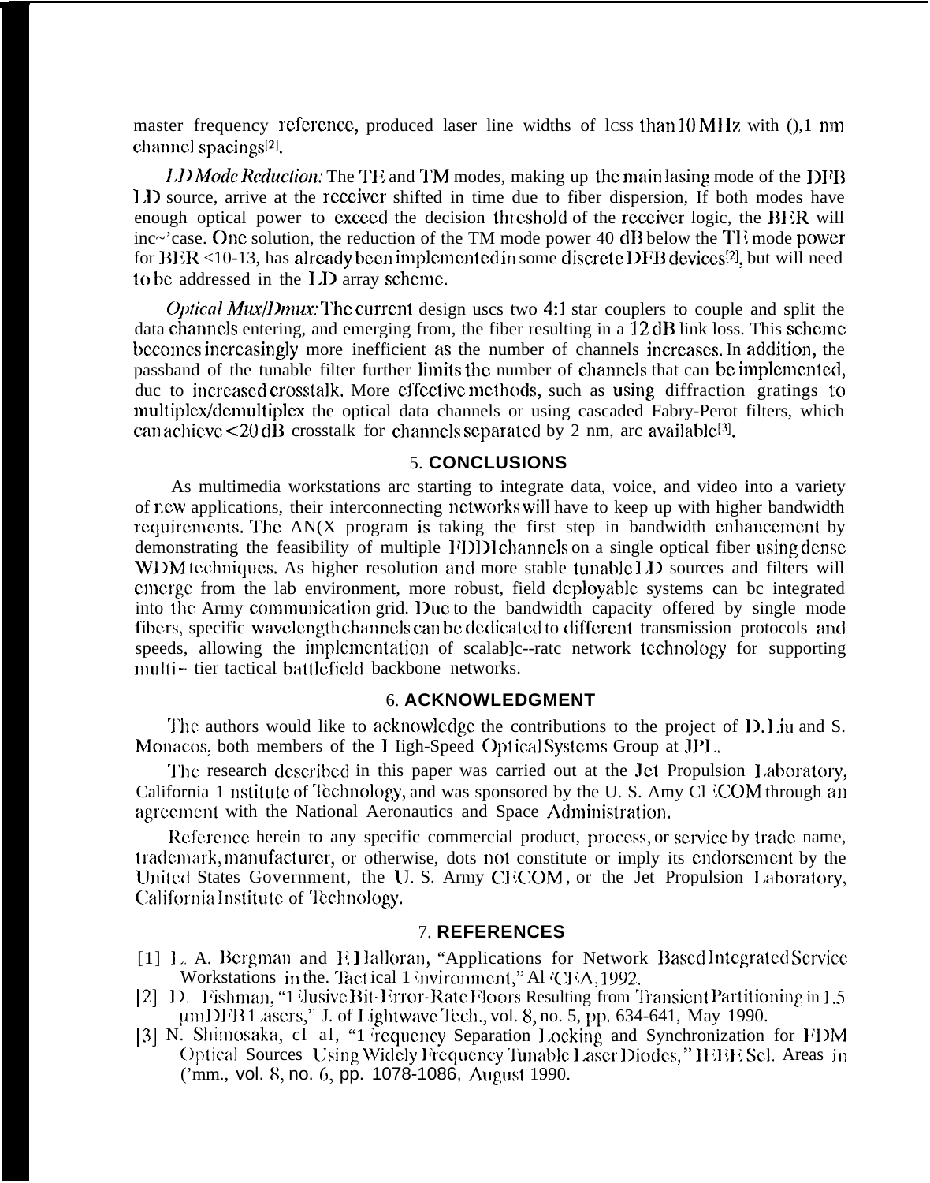master frequency reference, produced laser line widths of less than 10 MHz with 0.1 nm channel spacings[2].

*LD Mode Reduction:* The TE and TM modes, making up the main lasing mode of the DFB LD source, arrive at the receiver shifted in time due to fiber dispersion, If both modes have enough optical power to exceed the decision threshold of the receiver logic, the BER will increase. One solution, the reduction of the TM mode power 40 dB below the TE mode power for BER <10-13, has already been implemented in some discrete DFB devices[2], but will need to be addressed in the LD array scheme.

*Optical Mux/Dmux:* The current design uses two 4:1 star couplers to couple and split the data channels entering, and emerging from, the fiber resulting in a 12 dB link loss. This scheme becomes increasingly more inefficient as the number of channels increases. In addition, the passband of the tunable filter further limits the number of channels that can be implemented, due to increased crosstalk. More effective methods, such as using diffraction gratings to multiplex/demultiplex the optical data channels or using cascaded Fabry-Perot filters, which can achieve <20 dB crosstalk for channels separated by 2 nm, are available[3].

## 5. CONCLUSIONS

As multimedia workstations are starting to integrate data, voice, and video into a variety of new applications, their interconnecting networks will have to keep up with higher bandwidth requirements. The ANGX program is taking the first step in bandwidth enhancement by demonstrating the feasibility of multiple FDDI channels on a single optical fiber using dense WDM techniques. As higher resolution and more stable tunable LD sources and filters will emerge from the lab environment, more robust, field deployable systems can be integrated into the Army communication grid. Due to the bandwidth capacity offered by single mode fibers, specific wavelength channels can be dedicated to different transmission protocols and speeds, allowing the implementation of scalable-rate network technology for supporting multi-tier tactical battlefield backbone networks.

## 6. ACKNOWLEDGMENT

The authors would like to acknowledge the contributions to the project of D. Liu and S. Monacos, both members of the High-Speed Optical Systems Group at JPL.

The research described in this paper was carried out at the Jet Propulsion Laboratory, California Institute of Technology, and was sponsored by the U. S. Amy CECOM through an agreement with the National Aeronautics and Space Administration.

Reference herein to any specific commercial product, process, or service by trade name, trademark, manufacturer, or otherwise, does not constitute or imply its endorsement by the United States Government, the U. S. Army CECOM, or the Jet Propulsion Laboratory, California Institute of Technology.

## 7. REFERENCES

[1] L. A. Bergman and E. Halloran, "Applications for Network Based Integrated Service Workstations in the Tactical Environment," AFCEA, 1992.

[2] D. Fishman, "Elusive Bit-Error-Rate Floors Resulting from Transient Partitioning in 1.5 μm DFB Lasers," J. of Lightwave Tech., vol. 8, no. 5, pp. 634-641, May 1990.

[3] N. Shimosaka, et al, "Frequency Separation Locking and Synchronization for FDM Optical Sources Using Widely Frequency Tunable Laser Diodes," IEEE Sel. Areas in Comm., vol. 8, no. 6, pp. 1078-1086, August 1990.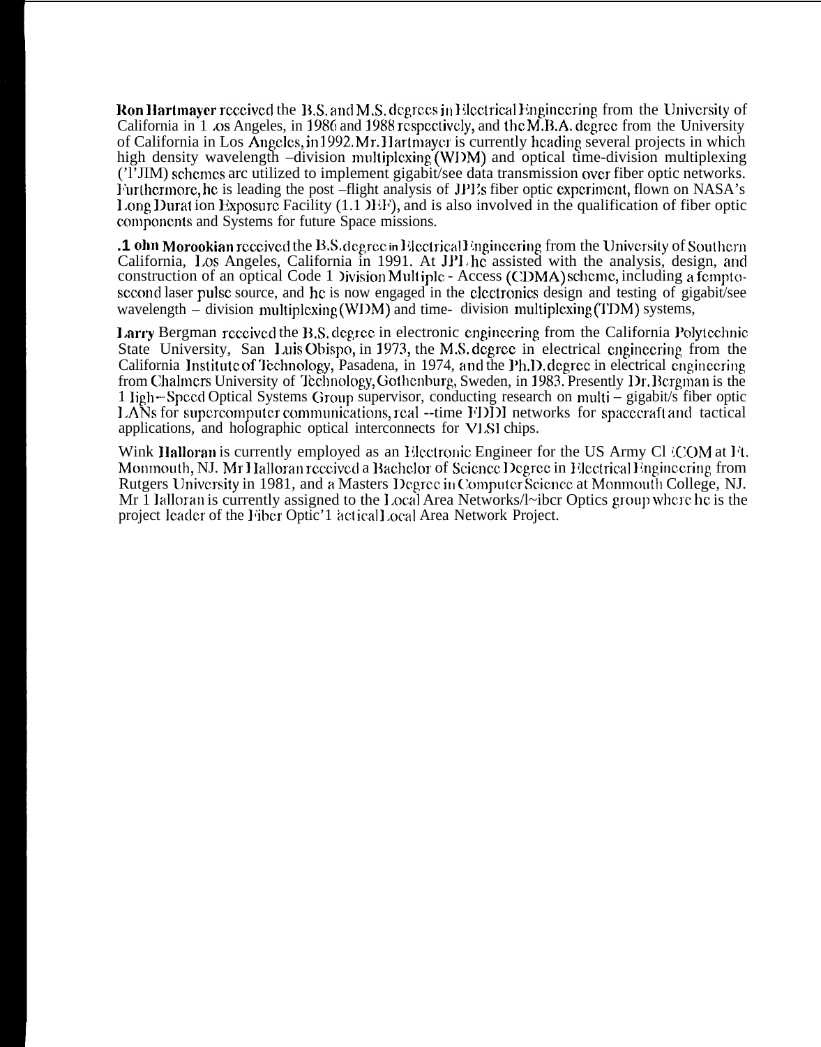**Ron Hartmayer** received the B.S. and M.S. degrees in Electrical Engineering from the University of California in Los Angeles, in 1986 and 1988 respectively, and the M.B.A. degree from the University of California in Los Angeles, in 1992. Mr. Hartmayer is currently heading several projects in which high density wavelength –division multiplexing (WDM) and optical time-division multiplexing (OTDM) schemes are utilized to implement gigabit/sec data transmission over fiber optic networks. Furthermore, he is leading the post –flight analysis of JPL's fiber optic experiment, flown on NASA's Long Duration Exposure Facility (LDEF), and is also involved in the qualification of fiber optic components and Systems for future Space missions.

**John Morookian** received the B.S. degree in Electrical Engineering from the University of Southern California, Los Angeles, California in 1991. At JPL he assisted with the analysis, design, and construction of an optical Code Division Multiple - Access (CDMA) scheme, including a femto-second laser pulse source, and he is now engaged in the electronics design and testing of gigabit/sec wavelength – division multiplexing (WDM) and time- division multiplexing (TDM) systems,

**Larry** Bergman received the B.S. degree in electronic engineering from the California Polytechnic State University, San Luis Obispo, in 1973, the M.S. degree in electrical engineering from the California Institute of Technology, Pasadena, in 1974, and the Ph.D. degree in electrical engineering from Chalmers University of Technology, Gothenburg, Sweden, in 1983. Presently Dr. Bergman is the High – Speed Optical Systems Group supervisor, conducting research on multi – gigabit/s fiber optic LANs for supercomputer communications, real --time FDDI networks for spacecraft and tactical applications, and holographic optical interconnects for VLSI chips.

Wink **Halloran** is currently employed as an Electronic Engineer for the US Army CECOM at Ft. Monmouth, NJ. Mr Halloran received a Bachelor of Science Degree in Electrical Engineering from Rutgers University in 1981, and a Masters Degree in Computer Science at Monmouth College, NJ. Mr Halloran is currently assigned to the Local Area Networks/Fiber Optics group where he is the project leader of the Fiber Optic Tactical Local Area Network Project.